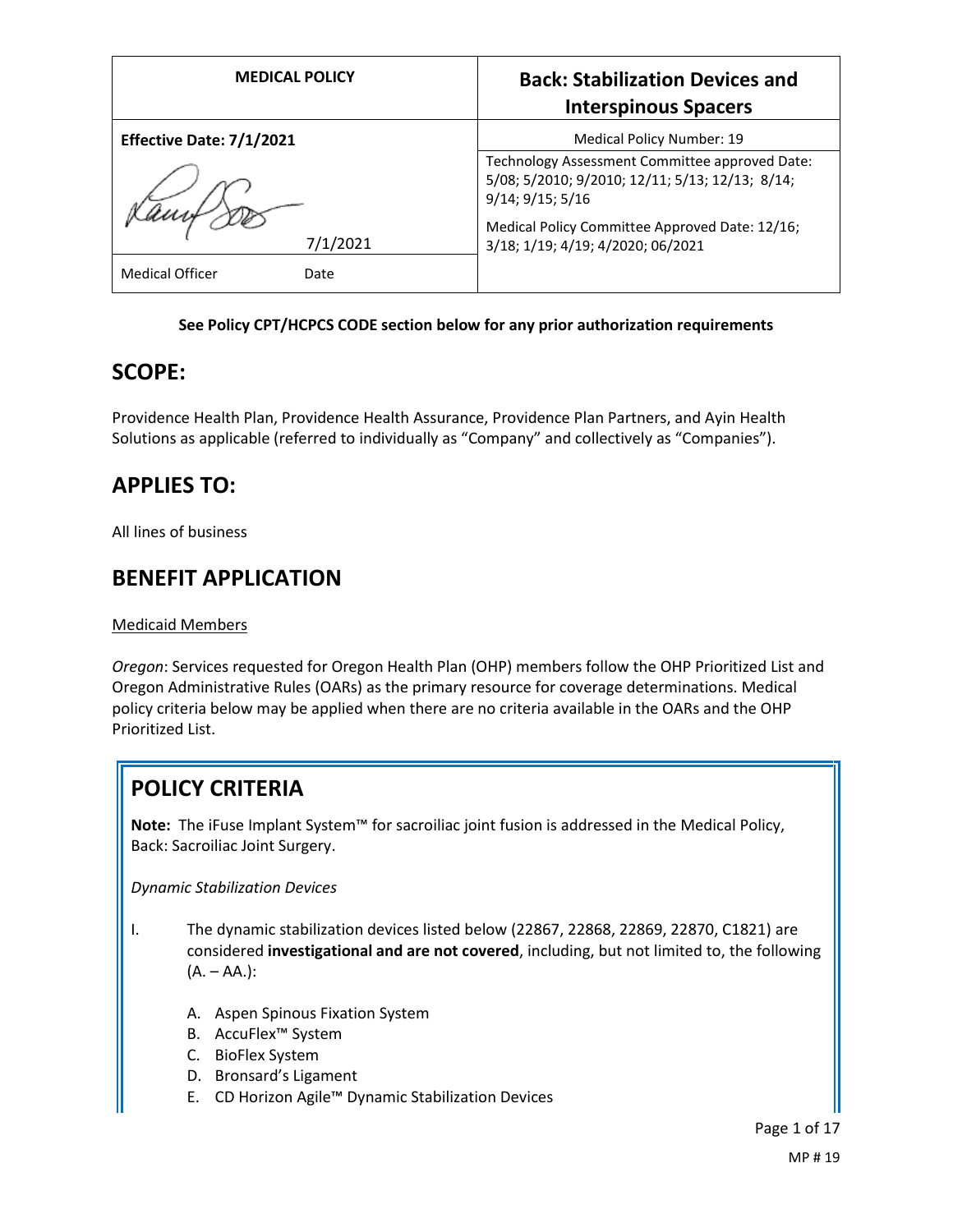| MEDICAL POLICY | Back: Stabilization Devices and Interspinous Spacers |
|---|---|
| **Effective Date: 7/1/2021** | Medical Policy Number: 19 |
| 7/1/2021 | Technology Assessment Committee approved Date: 5/08; 5/2010; 9/2010; 12/11; 5/13; 12/13; 8/14; 9/14; 9/15; 5/16<br>Medical Policy Committee Approved Date: 12/16; 3/18; 1/19; 4/19; 4/2020; 06/2021 |
| Medical Officer Date | |

**See Policy CPT/HCPCS CODE section below for any prior authorization requirements**

## SCOPE:

Providence Health Plan, Providence Health Assurance, Providence Plan Partners, and Ayin Health Solutions as applicable (referred to individually as "Company" and collectively as "Companies").

## APPLIES TO:

All lines of business

## BENEFIT APPLICATION

Medicaid Members

*Oregon*: Services requested for Oregon Health Plan (OHP) members follow the OHP Prioritized List and Oregon Administrative Rules (OARs) as the primary resource for coverage determinations. Medical policy criteria below may be applied when there are no criteria available in the OARs and the OHP Prioritized List.

## POLICY CRITERIA

**Note:** The iFuse Implant System™ for sacroiliac joint fusion is addressed in the Medical Policy, Back: Sacroiliac Joint Surgery.

*Dynamic Stabilization Devices*

I. The dynamic stabilization devices listed below (22867, 22868, 22869, 22870, C1821) are considered **investigational and are not covered**, including, but not limited to, the following (A. – AA.):

   A. Aspen Spinous Fixation System
   B. AccuFlex™ System
   C. BioFlex System
   D. Bronsard's Ligament
   E. CD Horizon Agile™ Dynamic Stabilization Devices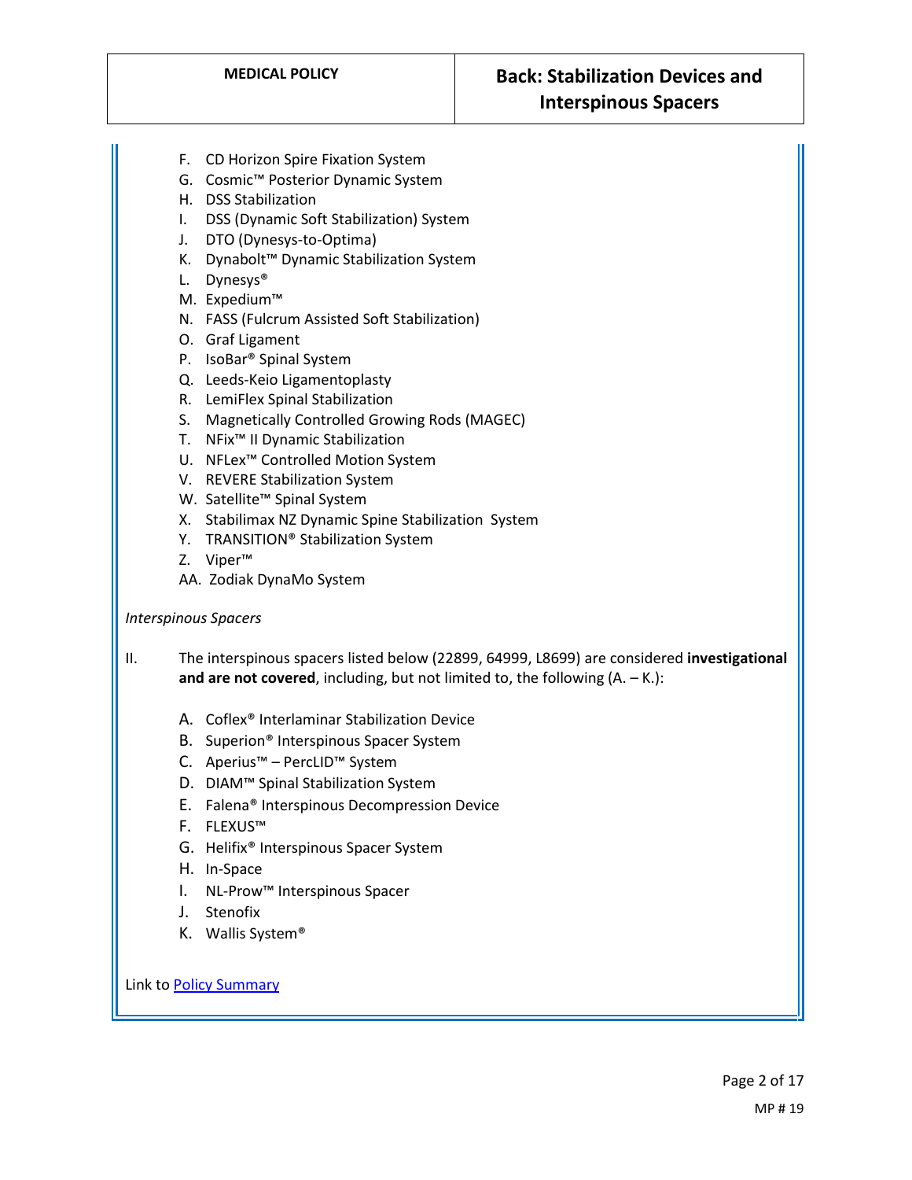F. CD Horizon Spire Fixation System
G. Cosmic™ Posterior Dynamic System
H. DSS Stabilization
I. DSS (Dynamic Soft Stabilization) System
J. DTO (Dynesys-to-Optima)
K. Dynabolt™ Dynamic Stabilization System
L. Dynesys®
M. Expedium™
N. FASS (Fulcrum Assisted Soft Stabilization)
O. Graf Ligament
P. IsoBar® Spinal System
Q. Leeds-Keio Ligamentoplasty
R. LemiFlex Spinal Stabilization
S. Magnetically Controlled Growing Rods (MAGEC)
T. NFix™ II Dynamic Stabilization
U. NFLex™ Controlled Motion System
V. REVERE Stabilization System
W. Satellite™ Spinal System
X. Stabilimax NZ Dynamic Spine Stabilization System
Y. TRANSITION® Stabilization System
Z. Viper™
AA. Zodiak DynaMo System

*Interspinous Spacers*

II. The interspinous spacers listed below (22899, 64999, L8699) are considered **investigational and are not covered**, including, but not limited to, the following (A. – K.):

A. Coflex® Interlaminar Stabilization Device
B. Superion® Interspinous Spacer System
C. Aperius™ – PercLID™ System
D. DIAM™ Spinal Stabilization System
E. Falena® Interspinous Decompression Device
F. FLEXUS™
G. Helifix® Interspinous Spacer System
H. In-Space
I. NL-Prow™ Interspinous Spacer
J. Stenofix
K. Wallis System®

Link to Policy Summary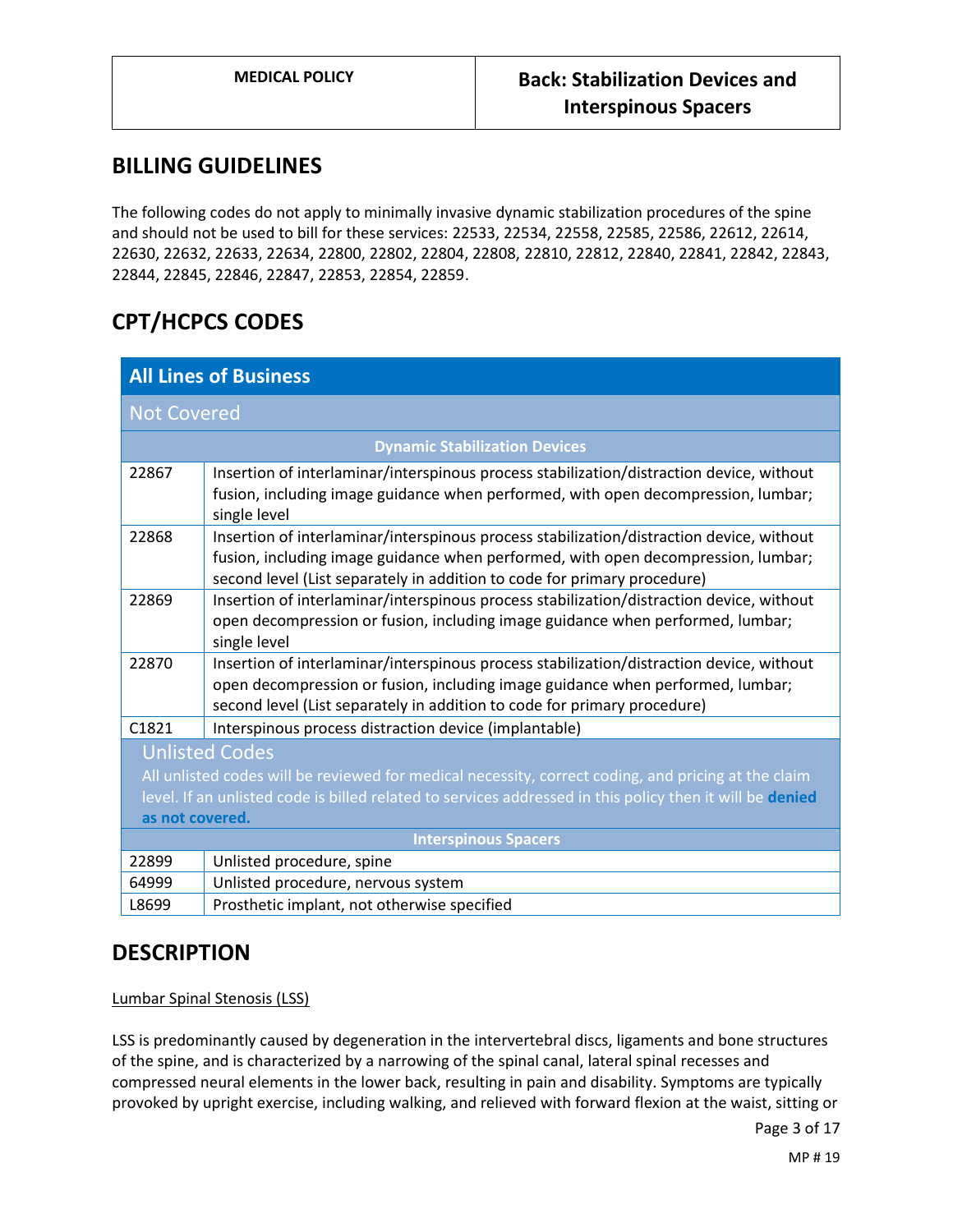## BILLING GUIDELINES

The following codes do not apply to minimally invasive dynamic stabilization procedures of the spine and should not be used to bill for these services: 22533, 22534, 22558, 22585, 22586, 22612, 22614, 22630, 22632, 22633, 22634, 22800, 22802, 22804, 22808, 22810, 22812, 22840, 22841, 22842, 22843, 22844, 22845, 22846, 22847, 22853, 22854, 22859.

## CPT/HCPCS CODES

| All Lines of Business | |
|---|---|
| **Not Covered** | |
| **Dynamic Stabilization Devices** | |
| 22867 | Insertion of interlaminar/interspinous process stabilization/distraction device, without fusion, including image guidance when performed, with open decompression, lumbar; single level |
| 22868 | Insertion of interlaminar/interspinous process stabilization/distraction device, without fusion, including image guidance when performed, with open decompression, lumbar; second level (List separately in addition to code for primary procedure) |
| 22869 | Insertion of interlaminar/interspinous process stabilization/distraction device, without open decompression or fusion, including image guidance when performed, lumbar; single level |
| 22870 | Insertion of interlaminar/interspinous process stabilization/distraction device, without open decompression or fusion, including image guidance when performed, lumbar; second level (List separately in addition to code for primary procedure) |
| C1821 | Interspinous process distraction device (implantable) |
| **Unlisted Codes**<br>All unlisted codes will be reviewed for medical necessity, correct coding, and pricing at the claim level. If an unlisted code is billed related to services addressed in this policy then it will be **denied as not covered.** | |
| **Interspinous Spacers** | |
| 22899 | Unlisted procedure, spine |
| 64999 | Unlisted procedure, nervous system |
| L8699 | Prosthetic implant, not otherwise specified |

## DESCRIPTION

Lumbar Spinal Stenosis (LSS)

LSS is predominantly caused by degeneration in the intervertebral discs, ligaments and bone structures of the spine, and is characterized by a narrowing of the spinal canal, lateral spinal recesses and compressed neural elements in the lower back, resulting in pain and disability. Symptoms are typically provoked by upright exercise, including walking, and relieved with forward flexion at the waist, sitting or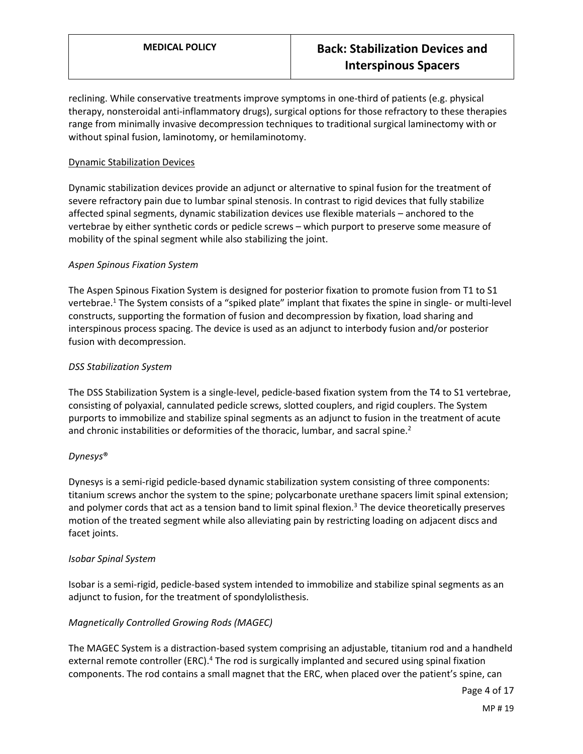reclining. While conservative treatments improve symptoms in one-third of patients (e.g. physical therapy, nonsteroidal anti-inflammatory drugs), surgical options for those refractory to these therapies range from minimally invasive decompression techniques to traditional surgical laminectomy with or without spinal fusion, laminotomy, or hemilaminotomy.

## Dynamic Stabilization Devices

Dynamic stabilization devices provide an adjunct or alternative to spinal fusion for the treatment of severe refractory pain due to lumbar spinal stenosis. In contrast to rigid devices that fully stabilize affected spinal segments, dynamic stabilization devices use flexible materials – anchored to the vertebrae by either synthetic cords or pedicle screws – which purport to preserve some measure of mobility of the spinal segment while also stabilizing the joint.

### *Aspen Spinous Fixation System*

The Aspen Spinous Fixation System is designed for posterior fixation to promote fusion from T1 to S1 vertebrae.[1] The System consists of a "spiked plate" implant that fixates the spine in single- or multi-level constructs, supporting the formation of fusion and decompression by fixation, load sharing and interspinous process spacing. The device is used as an adjunct to interbody fusion and/or posterior fusion with decompression.

### *DSS Stabilization System*

The DSS Stabilization System is a single-level, pedicle-based fixation system from the T4 to S1 vertebrae, consisting of polyaxial, cannulated pedicle screws, slotted couplers, and rigid couplers. The System purports to immobilize and stabilize spinal segments as an adjunct to fusion in the treatment of acute and chronic instabilities or deformities of the thoracic, lumbar, and sacral spine.[2]

### *Dynesys®*

Dynesys is a semi-rigid pedicle-based dynamic stabilization system consisting of three components: titanium screws anchor the system to the spine; polycarbonate urethane spacers limit spinal extension; and polymer cords that act as a tension band to limit spinal flexion.[3] The device theoretically preserves motion of the treated segment while also alleviating pain by restricting loading on adjacent discs and facet joints.

### *Isobar Spinal System*

Isobar is a semi-rigid, pedicle-based system intended to immobilize and stabilize spinal segments as an adjunct to fusion, for the treatment of spondylolisthesis.

### *Magnetically Controlled Growing Rods (MAGEC)*

The MAGEC System is a distraction-based system comprising an adjustable, titanium rod and a handheld external remote controller (ERC).[4] The rod is surgically implanted and secured using spinal fixation components. The rod contains a small magnet that the ERC, when placed over the patient's spine, can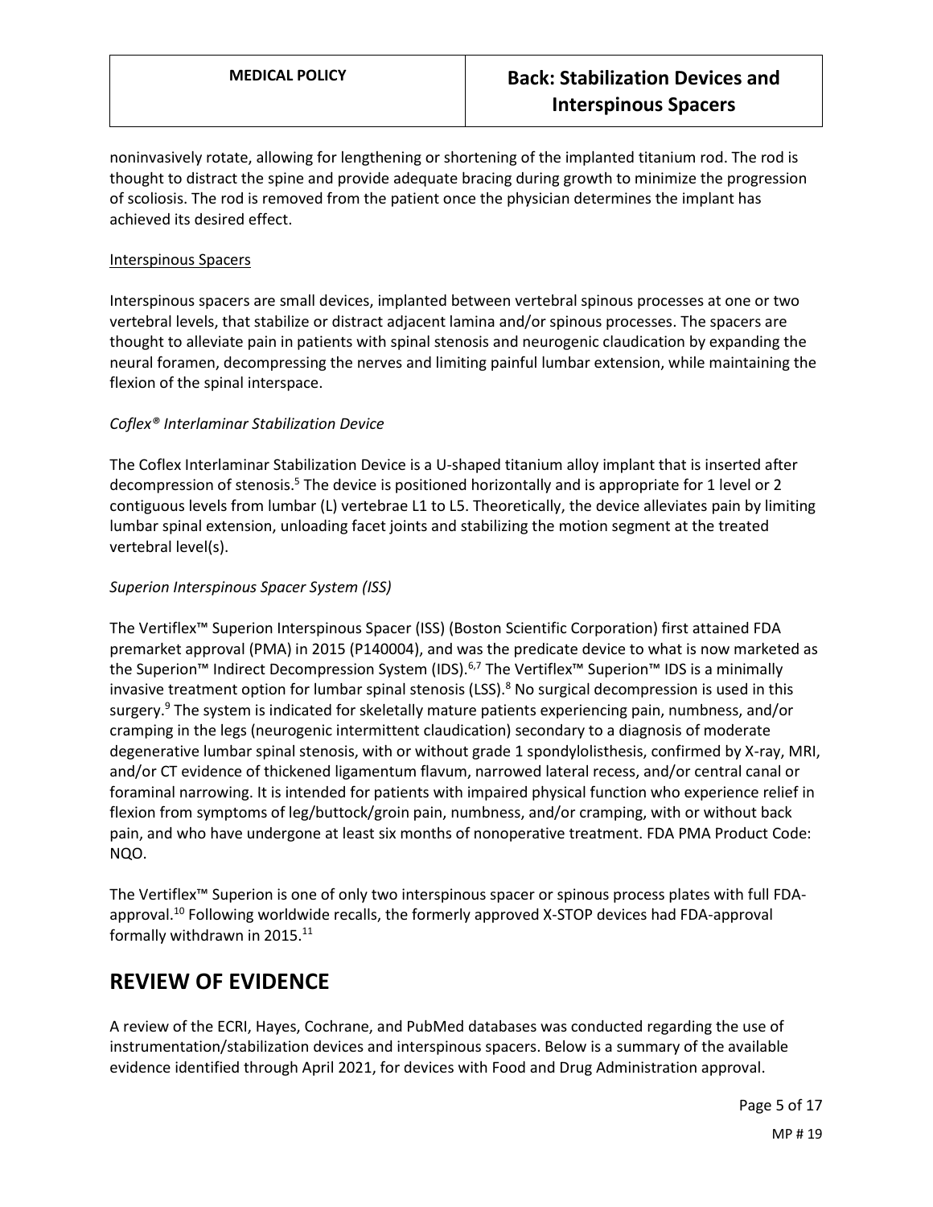noninvasively rotate, allowing for lengthening or shortening of the implanted titanium rod. The rod is thought to distract the spine and provide adequate bracing during growth to minimize the progression of scoliosis. The rod is removed from the patient once the physician determines the implant has achieved its desired effect.

Interspinous Spacers

Interspinous spacers are small devices, implanted between vertebral spinous processes at one or two vertebral levels, that stabilize or distract adjacent lamina and/or spinous processes. The spacers are thought to alleviate pain in patients with spinal stenosis and neurogenic claudication by expanding the neural foramen, decompressing the nerves and limiting painful lumbar extension, while maintaining the flexion of the spinal interspace.

*Coflex® Interlaminar Stabilization Device*

The Coflex Interlaminar Stabilization Device is a U-shaped titanium alloy implant that is inserted after decompression of stenosis.[5] The device is positioned horizontally and is appropriate for 1 level or 2 contiguous levels from lumbar (L) vertebrae L1 to L5. Theoretically, the device alleviates pain by limiting lumbar spinal extension, unloading facet joints and stabilizing the motion segment at the treated vertebral level(s).

*Superion Interspinous Spacer System (ISS)*

The Vertiflex™ Superion Interspinous Spacer (ISS) (Boston Scientific Corporation) first attained FDA premarket approval (PMA) in 2015 (P140004), and was the predicate device to what is now marketed as the Superion™ Indirect Decompression System (IDS).[6,7] The Vertiflex™ Superion™ IDS is a minimally invasive treatment option for lumbar spinal stenosis (LSS).[8] No surgical decompression is used in this surgery.[9] The system is indicated for skeletally mature patients experiencing pain, numbness, and/or cramping in the legs (neurogenic intermittent claudication) secondary to a diagnosis of moderate degenerative lumbar spinal stenosis, with or without grade 1 spondylolisthesis, confirmed by X-ray, MRI, and/or CT evidence of thickened ligamentum flavum, narrowed lateral recess, and/or central canal or foraminal narrowing. It is intended for patients with impaired physical function who experience relief in flexion from symptoms of leg/buttock/groin pain, numbness, and/or cramping, with or without back pain, and who have undergone at least six months of nonoperative treatment. FDA PMA Product Code: NQO.

The Vertiflex™ Superion is one of only two interspinous spacer or spinous process plates with full FDA-approval.[10] Following worldwide recalls, the formerly approved X-STOP devices had FDA-approval formally withdrawn in 2015.[11]

## REVIEW OF EVIDENCE

A review of the ECRI, Hayes, Cochrane, and PubMed databases was conducted regarding the use of instrumentation/stabilization devices and interspinous spacers. Below is a summary of the available evidence identified through April 2021, for devices with Food and Drug Administration approval.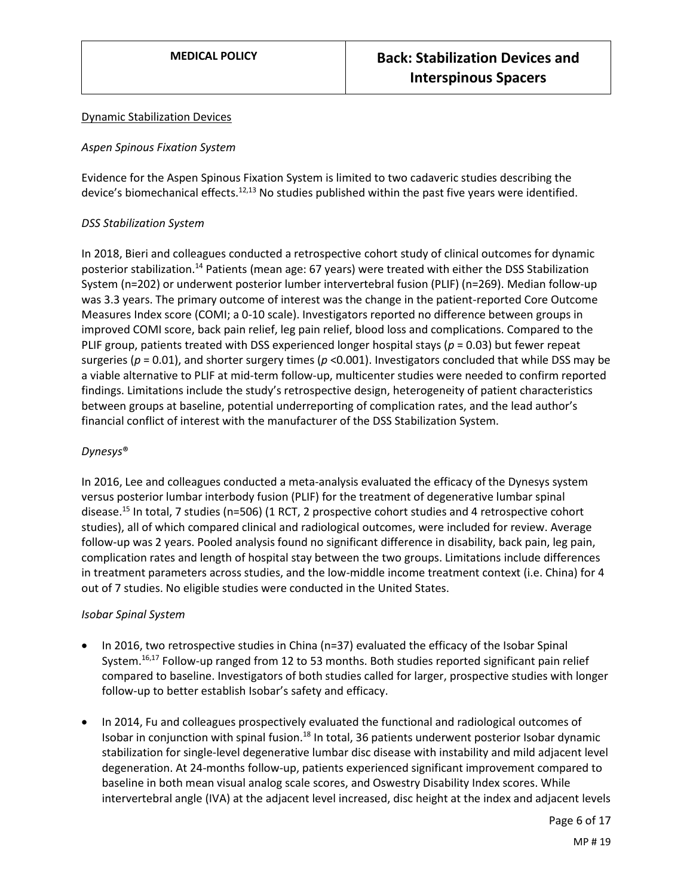Dynamic Stabilization Devices

*Aspen Spinous Fixation System*

Evidence for the Aspen Spinous Fixation System is limited to two cadaveric studies describing the device's biomechanical effects.[12,13] No studies published within the past five years were identified.

*DSS Stabilization System*

In 2018, Bieri and colleagues conducted a retrospective cohort study of clinical outcomes for dynamic posterior stabilization.[14] Patients (mean age: 67 years) were treated with either the DSS Stabilization System (n=202) or underwent posterior lumber intervertebral fusion (PLIF) (n=269). Median follow-up was 3.3 years. The primary outcome of interest was the change in the patient-reported Core Outcome Measures Index score (COMI; a 0-10 scale). Investigators reported no difference between groups in improved COMI score, back pain relief, leg pain relief, blood loss and complications. Compared to the PLIF group, patients treated with DSS experienced longer hospital stays ($p$ = 0.03) but fewer repeat surgeries ($p$ = 0.01), and shorter surgery times ($p$ <0.001). Investigators concluded that while DSS may be a viable alternative to PLIF at mid-term follow-up, multicenter studies were needed to confirm reported findings. Limitations include the study's retrospective design, heterogeneity of patient characteristics between groups at baseline, potential underreporting of complication rates, and the lead author's financial conflict of interest with the manufacturer of the DSS Stabilization System.

*Dynesys®*

In 2016, Lee and colleagues conducted a meta-analysis evaluated the efficacy of the Dynesys system versus posterior lumbar interbody fusion (PLIF) for the treatment of degenerative lumbar spinal disease.[15] In total, 7 studies (n=506) (1 RCT, 2 prospective cohort studies and 4 retrospective cohort studies), all of which compared clinical and radiological outcomes, were included for review. Average follow-up was 2 years. Pooled analysis found no significant difference in disability, back pain, leg pain, complication rates and length of hospital stay between the two groups. Limitations include differences in treatment parameters across studies, and the low-middle income treatment context (i.e. China) for 4 out of 7 studies. No eligible studies were conducted in the United States.

*Isobar Spinal System*

- In 2016, two retrospective studies in China (n=37) evaluated the efficacy of the Isobar Spinal System.[16,17] Follow-up ranged from 12 to 53 months. Both studies reported significant pain relief compared to baseline. Investigators of both studies called for larger, prospective studies with longer follow-up to better establish Isobar's safety and efficacy.

- In 2014, Fu and colleagues prospectively evaluated the functional and radiological outcomes of Isobar in conjunction with spinal fusion.[18] In total, 36 patients underwent posterior Isobar dynamic stabilization for single-level degenerative lumbar disc disease with instability and mild adjacent level degeneration. At 24-months follow-up, patients experienced significant improvement compared to baseline in both mean visual analog scale scores, and Oswestry Disability Index scores. While intervertebral angle (IVA) at the adjacent level increased, disc height at the index and adjacent levels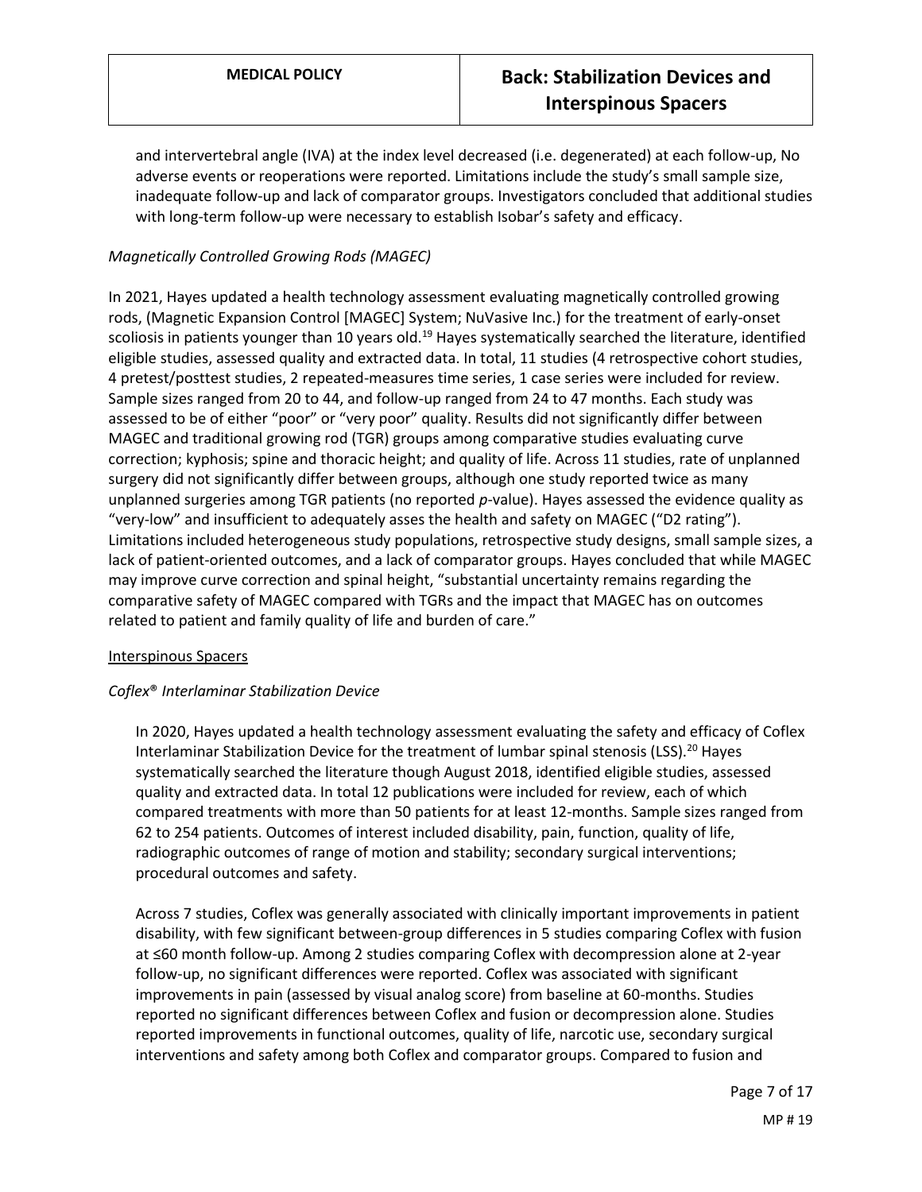and intervertebral angle (IVA) at the index level decreased (i.e. degenerated) at each follow-up, No adverse events or reoperations were reported. Limitations include the study's small sample size, inadequate follow-up and lack of comparator groups. Investigators concluded that additional studies with long-term follow-up were necessary to establish Isobar's safety and efficacy.

*Magnetically Controlled Growing Rods (MAGEC)*

In 2021, Hayes updated a health technology assessment evaluating magnetically controlled growing rods, (Magnetic Expansion Control [MAGEC] System; NuVasive Inc.) for the treatment of early-onset scoliosis in patients younger than 10 years old.[19] Hayes systematically searched the literature, identified eligible studies, assessed quality and extracted data. In total, 11 studies (4 retrospective cohort studies, 4 pretest/posttest studies, 2 repeated-measures time series, 1 case series were included for review. Sample sizes ranged from 20 to 44, and follow-up ranged from 24 to 47 months. Each study was assessed to be of either "poor" or "very poor" quality. Results did not significantly differ between MAGEC and traditional growing rod (TGR) groups among comparative studies evaluating curve correction; kyphosis; spine and thoracic height; and quality of life. Across 11 studies, rate of unplanned surgery did not significantly differ between groups, although one study reported twice as many unplanned surgeries among TGR patients (no reported *p*-value). Hayes assessed the evidence quality as "very-low" and insufficient to adequately asses the health and safety on MAGEC ("D2 rating"). Limitations included heterogeneous study populations, retrospective study designs, small sample sizes, a lack of patient-oriented outcomes, and a lack of comparator groups. Hayes concluded that while MAGEC may improve curve correction and spinal height, "substantial uncertainty remains regarding the comparative safety of MAGEC compared with TGRs and the impact that MAGEC has on outcomes related to patient and family quality of life and burden of care."

<u>Interspinous Spacers</u>

*Coflex® Interlaminar Stabilization Device*

In 2020, Hayes updated a health technology assessment evaluating the safety and efficacy of Coflex Interlaminar Stabilization Device for the treatment of lumbar spinal stenosis (LSS).[20] Hayes systematically searched the literature though August 2018, identified eligible studies, assessed quality and extracted data. In total 12 publications were included for review, each of which compared treatments with more than 50 patients for at least 12-months. Sample sizes ranged from 62 to 254 patients. Outcomes of interest included disability, pain, function, quality of life, radiographic outcomes of range of motion and stability; secondary surgical interventions; procedural outcomes and safety.

Across 7 studies, Coflex was generally associated with clinically important improvements in patient disability, with few significant between-group differences in 5 studies comparing Coflex with fusion at ≤60 month follow-up. Among 2 studies comparing Coflex with decompression alone at 2-year follow-up, no significant differences were reported. Coflex was associated with significant improvements in pain (assessed by visual analog score) from baseline at 60-months. Studies reported no significant differences between Coflex and fusion or decompression alone. Studies reported improvements in functional outcomes, quality of life, narcotic use, secondary surgical interventions and safety among both Coflex and comparator groups. Compared to fusion and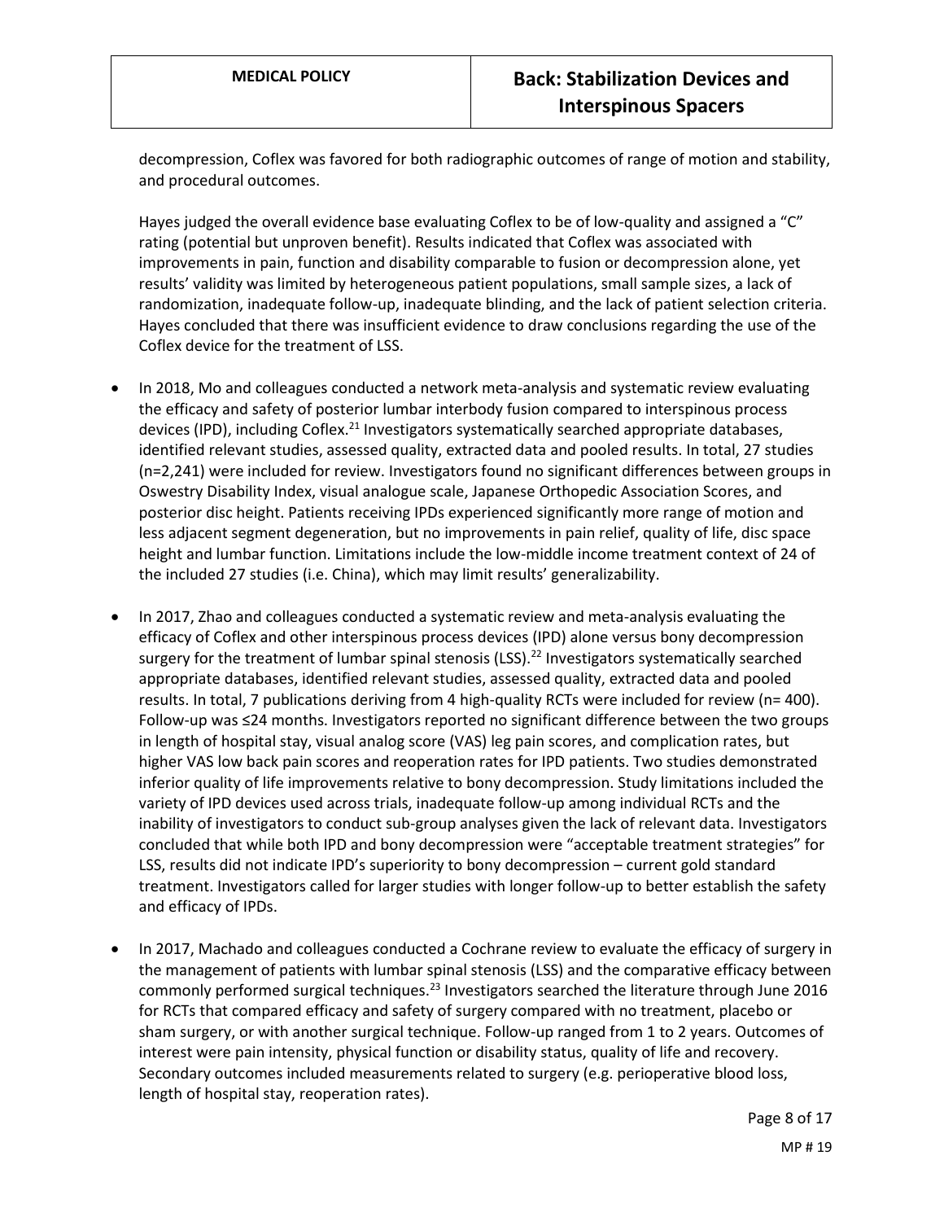decompression, Coflex was favored for both radiographic outcomes of range of motion and stability, and procedural outcomes.

Hayes judged the overall evidence base evaluating Coflex to be of low-quality and assigned a "C" rating (potential but unproven benefit). Results indicated that Coflex was associated with improvements in pain, function and disability comparable to fusion or decompression alone, yet results' validity was limited by heterogeneous patient populations, small sample sizes, a lack of randomization, inadequate follow-up, inadequate blinding, and the lack of patient selection criteria. Hayes concluded that there was insufficient evidence to draw conclusions regarding the use of the Coflex device for the treatment of LSS.

- In 2018, Mo and colleagues conducted a network meta-analysis and systematic review evaluating the efficacy and safety of posterior lumbar interbody fusion compared to interspinous process devices (IPD), including Coflex.[21] Investigators systematically searched appropriate databases, identified relevant studies, assessed quality, extracted data and pooled results. In total, 27 studies (n=2,241) were included for review. Investigators found no significant differences between groups in Oswestry Disability Index, visual analogue scale, Japanese Orthopedic Association Scores, and posterior disc height. Patients receiving IPDs experienced significantly more range of motion and less adjacent segment degeneration, but no improvements in pain relief, quality of life, disc space height and lumbar function. Limitations include the low-middle income treatment context of 24 of the included 27 studies (i.e. China), which may limit results' generalizability.

- In 2017, Zhao and colleagues conducted a systematic review and meta-analysis evaluating the efficacy of Coflex and other interspinous process devices (IPD) alone versus bony decompression surgery for the treatment of lumbar spinal stenosis (LSS).[22] Investigators systematically searched appropriate databases, identified relevant studies, assessed quality, extracted data and pooled results. In total, 7 publications deriving from 4 high-quality RCTs were included for review (n= 400). Follow-up was ≤24 months. Investigators reported no significant difference between the two groups in length of hospital stay, visual analog score (VAS) leg pain scores, and complication rates, but higher VAS low back pain scores and reoperation rates for IPD patients. Two studies demonstrated inferior quality of life improvements relative to bony decompression. Study limitations included the variety of IPD devices used across trials, inadequate follow-up among individual RCTs and the inability of investigators to conduct sub-group analyses given the lack of relevant data. Investigators concluded that while both IPD and bony decompression were "acceptable treatment strategies" for LSS, results did not indicate IPD's superiority to bony decompression – current gold standard treatment. Investigators called for larger studies with longer follow-up to better establish the safety and efficacy of IPDs.

- In 2017, Machado and colleagues conducted a Cochrane review to evaluate the efficacy of surgery in the management of patients with lumbar spinal stenosis (LSS) and the comparative efficacy between commonly performed surgical techniques.[23] Investigators searched the literature through June 2016 for RCTs that compared efficacy and safety of surgery compared with no treatment, placebo or sham surgery, or with another surgical technique. Follow-up ranged from 1 to 2 years. Outcomes of interest were pain intensity, physical function or disability status, quality of life and recovery. Secondary outcomes included measurements related to surgery (e.g. perioperative blood loss, length of hospital stay, reoperation rates).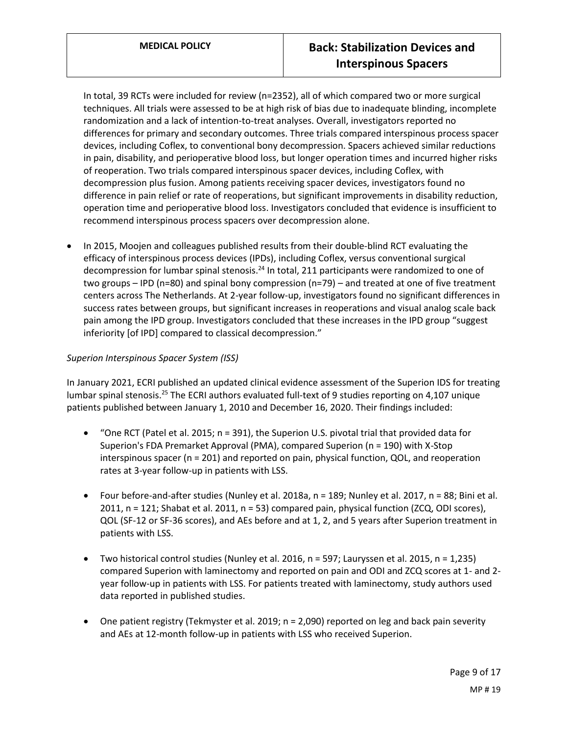In total, 39 RCTs were included for review (n=2352), all of which compared two or more surgical techniques. All trials were assessed to be at high risk of bias due to inadequate blinding, incomplete randomization and a lack of intention-to-treat analyses. Overall, investigators reported no differences for primary and secondary outcomes. Three trials compared interspinous process spacer devices, including Coflex, to conventional bony decompression. Spacers achieved similar reductions in pain, disability, and perioperative blood loss, but longer operation times and incurred higher risks of reoperation. Two trials compared interspinous spacer devices, including Coflex, with decompression plus fusion. Among patients receiving spacer devices, investigators found no difference in pain relief or rate of reoperations, but significant improvements in disability reduction, operation time and perioperative blood loss. Investigators concluded that evidence is insufficient to recommend interspinous process spacers over decompression alone.

- In 2015, Moojen and colleagues published results from their double-blind RCT evaluating the efficacy of interspinous process devices (IPDs), including Coflex, versus conventional surgical decompression for lumbar spinal stenosis.[24] In total, 211 participants were randomized to one of two groups – IPD (n=80) and spinal bony compression (n=79) – and treated at one of five treatment centers across The Netherlands. At 2-year follow-up, investigators found no significant differences in success rates between groups, but significant increases in reoperations and visual analog scale back pain among the IPD group. Investigators concluded that these increases in the IPD group "suggest inferiority [of IPD] compared to classical decompression."

*Superion Interspinous Spacer System (ISS)*

In January 2021, ECRI published an updated clinical evidence assessment of the Superion IDS for treating lumbar spinal stenosis.[25] The ECRI authors evaluated full-text of 9 studies reporting on 4,107 unique patients published between January 1, 2010 and December 16, 2020. Their findings included:

- "One RCT (Patel et al. 2015; n = 391), the Superion U.S. pivotal trial that provided data for Superion's FDA Premarket Approval (PMA), compared Superion (n = 190) with X-Stop interspinous spacer (n = 201) and reported on pain, physical function, QOL, and reoperation rates at 3-year follow-up in patients with LSS.

- Four before-and-after studies (Nunley et al. 2018a, n = 189; Nunley et al. 2017, n = 88; Bini et al. 2011, n = 121; Shabat et al. 2011, n = 53) compared pain, physical function (ZCQ, ODI scores), QOL (SF-12 or SF-36 scores), and AEs before and at 1, 2, and 5 years after Superion treatment in patients with LSS.

- Two historical control studies (Nunley et al. 2016, n = 597; Lauryssen et al. 2015, n = 1,235) compared Superion with laminectomy and reported on pain and ODI and ZCQ scores at 1- and 2-year follow-up in patients with LSS. For patients treated with laminectomy, study authors used data reported in published studies.

- One patient registry (Tekmyster et al. 2019; n = 2,090) reported on leg and back pain severity and AEs at 12-month follow-up in patients with LSS who received Superion.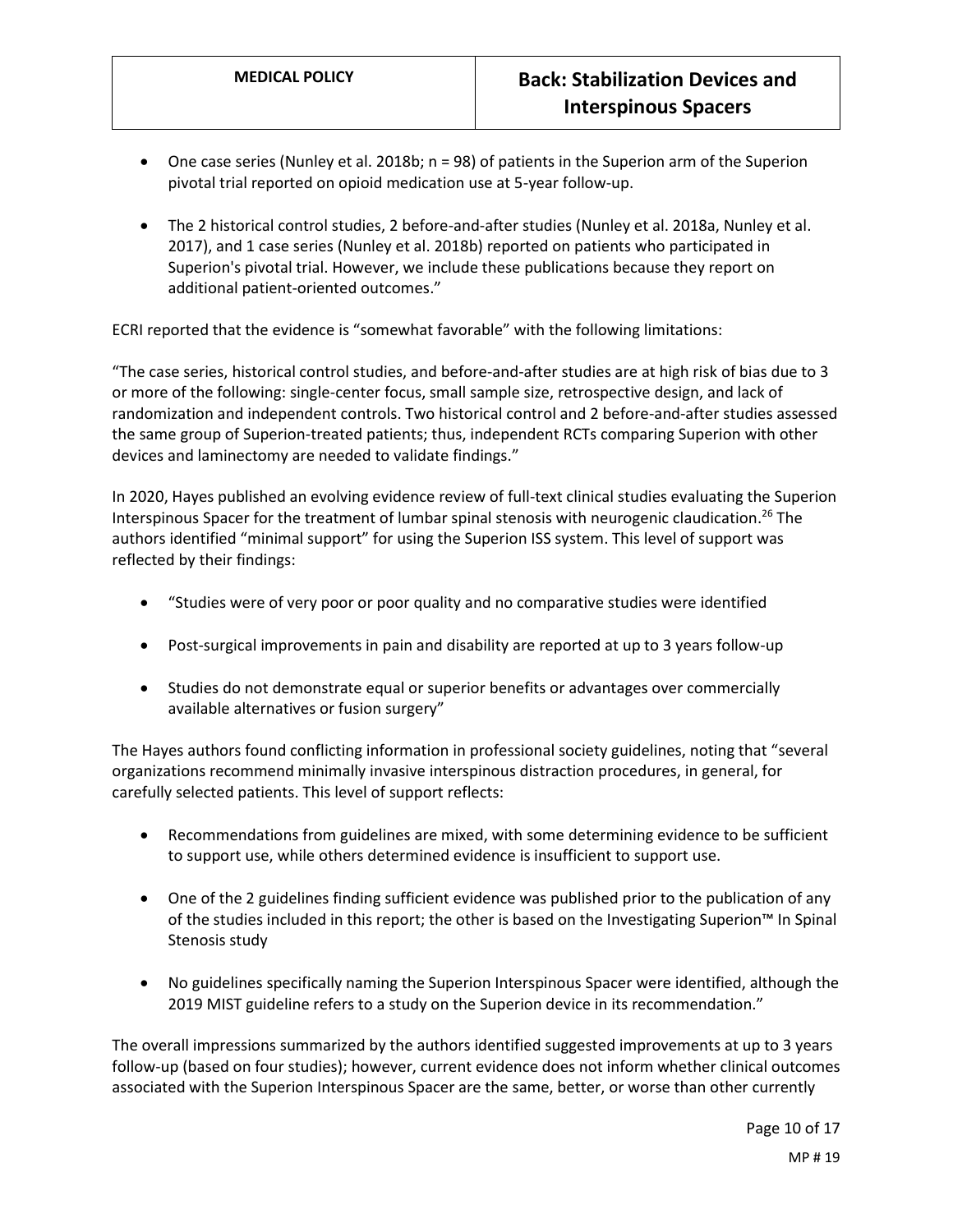- One case series (Nunley et al. 2018b; n = 98) of patients in the Superion arm of the Superion pivotal trial reported on opioid medication use at 5-year follow-up.
- The 2 historical control studies, 2 before-and-after studies (Nunley et al. 2018a, Nunley et al. 2017), and 1 case series (Nunley et al. 2018b) reported on patients who participated in Superion's pivotal trial. However, we include these publications because they report on additional patient-oriented outcomes."

ECRI reported that the evidence is "somewhat favorable" with the following limitations:

"The case series, historical control studies, and before-and-after studies are at high risk of bias due to 3 or more of the following: single-center focus, small sample size, retrospective design, and lack of randomization and independent controls. Two historical control and 2 before-and-after studies assessed the same group of Superion-treated patients; thus, independent RCTs comparing Superion with other devices and laminectomy are needed to validate findings."

In 2020, Hayes published an evolving evidence review of full-text clinical studies evaluating the Superion Interspinous Spacer for the treatment of lumbar spinal stenosis with neurogenic claudication.[26] The authors identified "minimal support" for using the Superion ISS system. This level of support was reflected by their findings:

- "Studies were of very poor or poor quality and no comparative studies were identified
- Post-surgical improvements in pain and disability are reported at up to 3 years follow-up
- Studies do not demonstrate equal or superior benefits or advantages over commercially available alternatives or fusion surgery"

The Hayes authors found conflicting information in professional society guidelines, noting that "several organizations recommend minimally invasive interspinous distraction procedures, in general, for carefully selected patients. This level of support reflects:

- Recommendations from guidelines are mixed, with some determining evidence to be sufficient to support use, while others determined evidence is insufficient to support use.
- One of the 2 guidelines finding sufficient evidence was published prior to the publication of any of the studies included in this report; the other is based on the Investigating Superion™ In Spinal Stenosis study
- No guidelines specifically naming the Superion Interspinous Spacer were identified, although the 2019 MIST guideline refers to a study on the Superion device in its recommendation."

The overall impressions summarized by the authors identified suggested improvements at up to 3 years follow-up (based on four studies); however, current evidence does not inform whether clinical outcomes associated with the Superion Interspinous Spacer are the same, better, or worse than other currently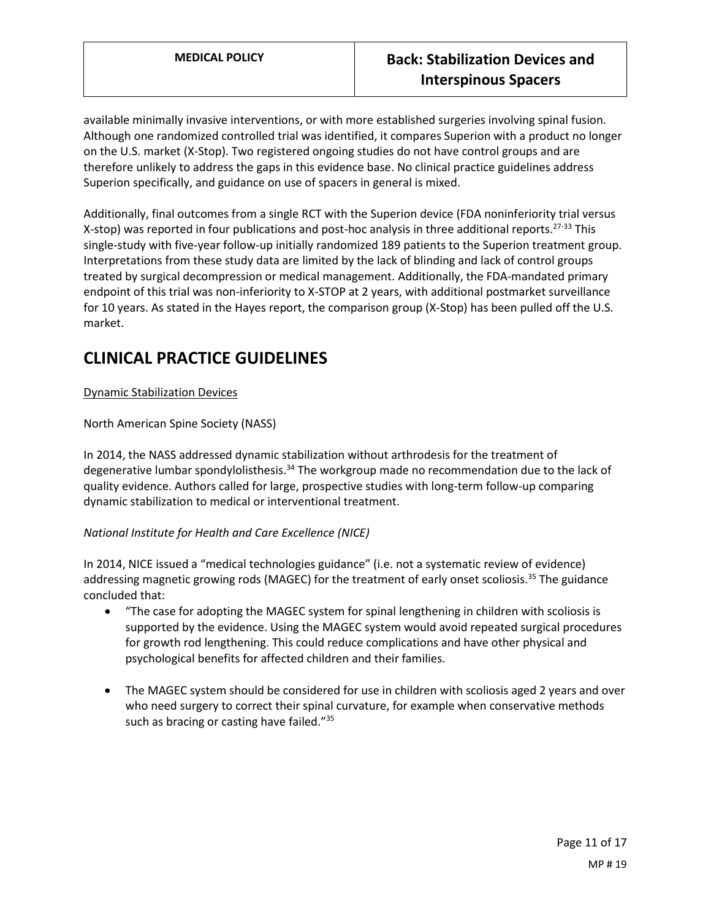available minimally invasive interventions, or with more established surgeries involving spinal fusion. Although one randomized controlled trial was identified, it compares Superion with a product no longer on the U.S. market (X-Stop). Two registered ongoing studies do not have control groups and are therefore unlikely to address the gaps in this evidence base. No clinical practice guidelines address Superion specifically, and guidance on use of spacers in general is mixed.

Additionally, final outcomes from a single RCT with the Superion device (FDA noninferiority trial versus X-stop) was reported in four publications and post-hoc analysis in three additional reports.[27-33] This single-study with five-year follow-up initially randomized 189 patients to the Superion treatment group. Interpretations from these study data are limited by the lack of blinding and lack of control groups treated by surgical decompression or medical management. Additionally, the FDA-mandated primary endpoint of this trial was non-inferiority to X-STOP at 2 years, with additional postmarket surveillance for 10 years. As stated in the Hayes report, the comparison group (X-Stop) has been pulled off the U.S. market.

# CLINICAL PRACTICE GUIDELINES

Dynamic Stabilization Devices

North American Spine Society (NASS)

In 2014, the NASS addressed dynamic stabilization without arthrodesis for the treatment of degenerative lumbar spondylolisthesis.[34] The workgroup made no recommendation due to the lack of quality evidence. Authors called for large, prospective studies with long-term follow-up comparing dynamic stabilization to medical or interventional treatment.

*National Institute for Health and Care Excellence (NICE)*

In 2014, NICE issued a "medical technologies guidance" (i.e. not a systematic review of evidence) addressing magnetic growing rods (MAGEC) for the treatment of early onset scoliosis.[35] The guidance concluded that:

- "The case for adopting the MAGEC system for spinal lengthening in children with scoliosis is supported by the evidence. Using the MAGEC system would avoid repeated surgical procedures for growth rod lengthening. This could reduce complications and have other physical and psychological benefits for affected children and their families.

- The MAGEC system should be considered for use in children with scoliosis aged 2 years and over who need surgery to correct their spinal curvature, for example when conservative methods such as bracing or casting have failed."[35]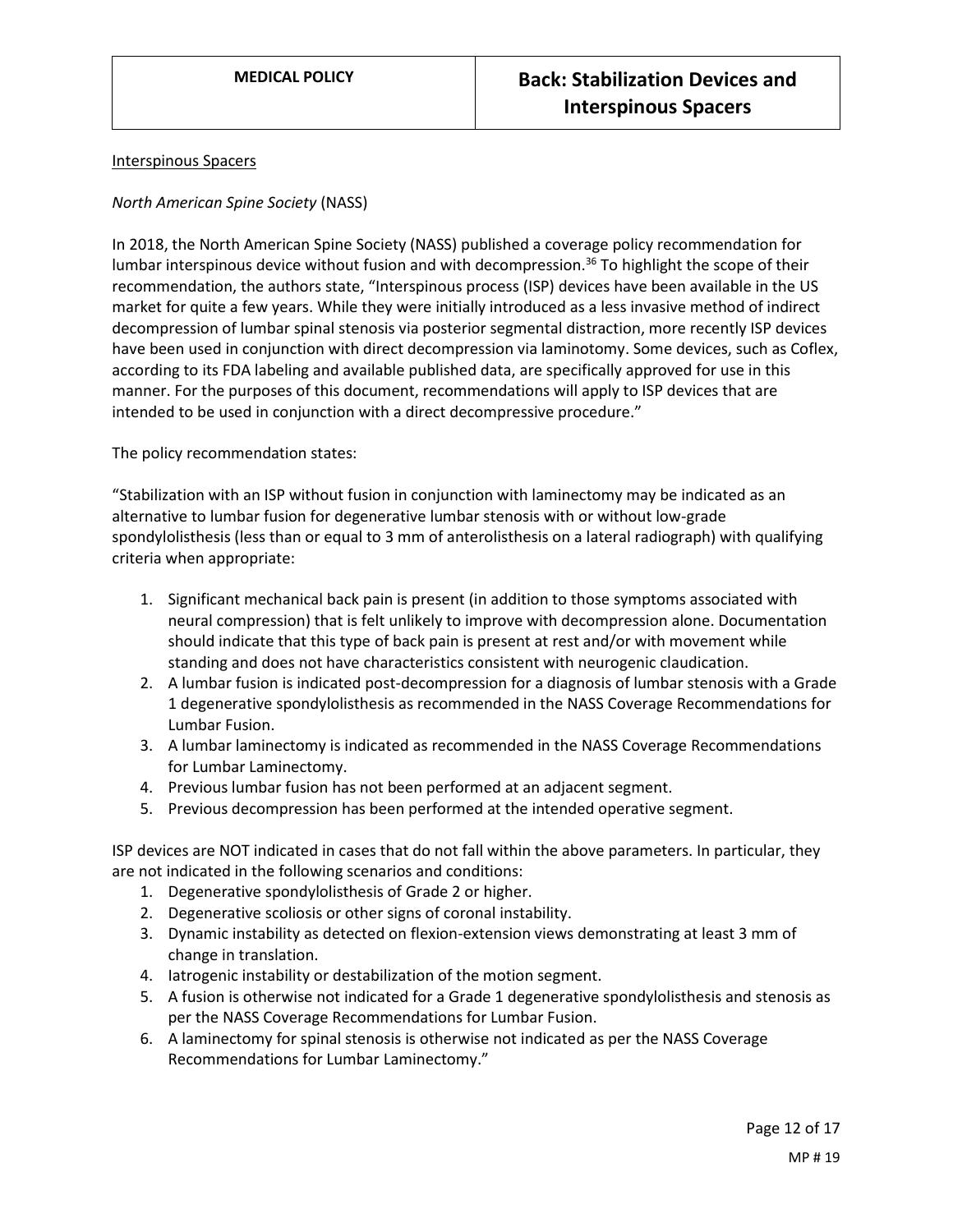Interspinous Spacers

*North American Spine Society* (NASS)

In 2018, the North American Spine Society (NASS) published a coverage policy recommendation for lumbar interspinous device without fusion and with decompression.[36] To highlight the scope of their recommendation, the authors state, "Interspinous process (ISP) devices have been available in the US market for quite a few years. While they were initially introduced as a less invasive method of indirect decompression of lumbar spinal stenosis via posterior segmental distraction, more recently ISP devices have been used in conjunction with direct decompression via laminotomy. Some devices, such as Coflex, according to its FDA labeling and available published data, are specifically approved for use in this manner. For the purposes of this document, recommendations will apply to ISP devices that are intended to be used in conjunction with a direct decompressive procedure."

The policy recommendation states:

"Stabilization with an ISP without fusion in conjunction with laminectomy may be indicated as an alternative to lumbar fusion for degenerative lumbar stenosis with or without low-grade spondylolisthesis (less than or equal to 3 mm of anterolisthesis on a lateral radiograph) with qualifying criteria when appropriate:

1. Significant mechanical back pain is present (in addition to those symptoms associated with neural compression) that is felt unlikely to improve with decompression alone. Documentation should indicate that this type of back pain is present at rest and/or with movement while standing and does not have characteristics consistent with neurogenic claudication.
2. A lumbar fusion is indicated post-decompression for a diagnosis of lumbar stenosis with a Grade 1 degenerative spondylolisthesis as recommended in the NASS Coverage Recommendations for Lumbar Fusion.
3. A lumbar laminectomy is indicated as recommended in the NASS Coverage Recommendations for Lumbar Laminectomy.
4. Previous lumbar fusion has not been performed at an adjacent segment.
5. Previous decompression has been performed at the intended operative segment.

ISP devices are NOT indicated in cases that do not fall within the above parameters. In particular, they are not indicated in the following scenarios and conditions:

1. Degenerative spondylolisthesis of Grade 2 or higher.
2. Degenerative scoliosis or other signs of coronal instability.
3. Dynamic instability as detected on flexion-extension views demonstrating at least 3 mm of change in translation.
4. Iatrogenic instability or destabilization of the motion segment.
5. A fusion is otherwise not indicated for a Grade 1 degenerative spondylolisthesis and stenosis as per the NASS Coverage Recommendations for Lumbar Fusion.
6. A laminectomy for spinal stenosis is otherwise not indicated as per the NASS Coverage Recommendations for Lumbar Laminectomy."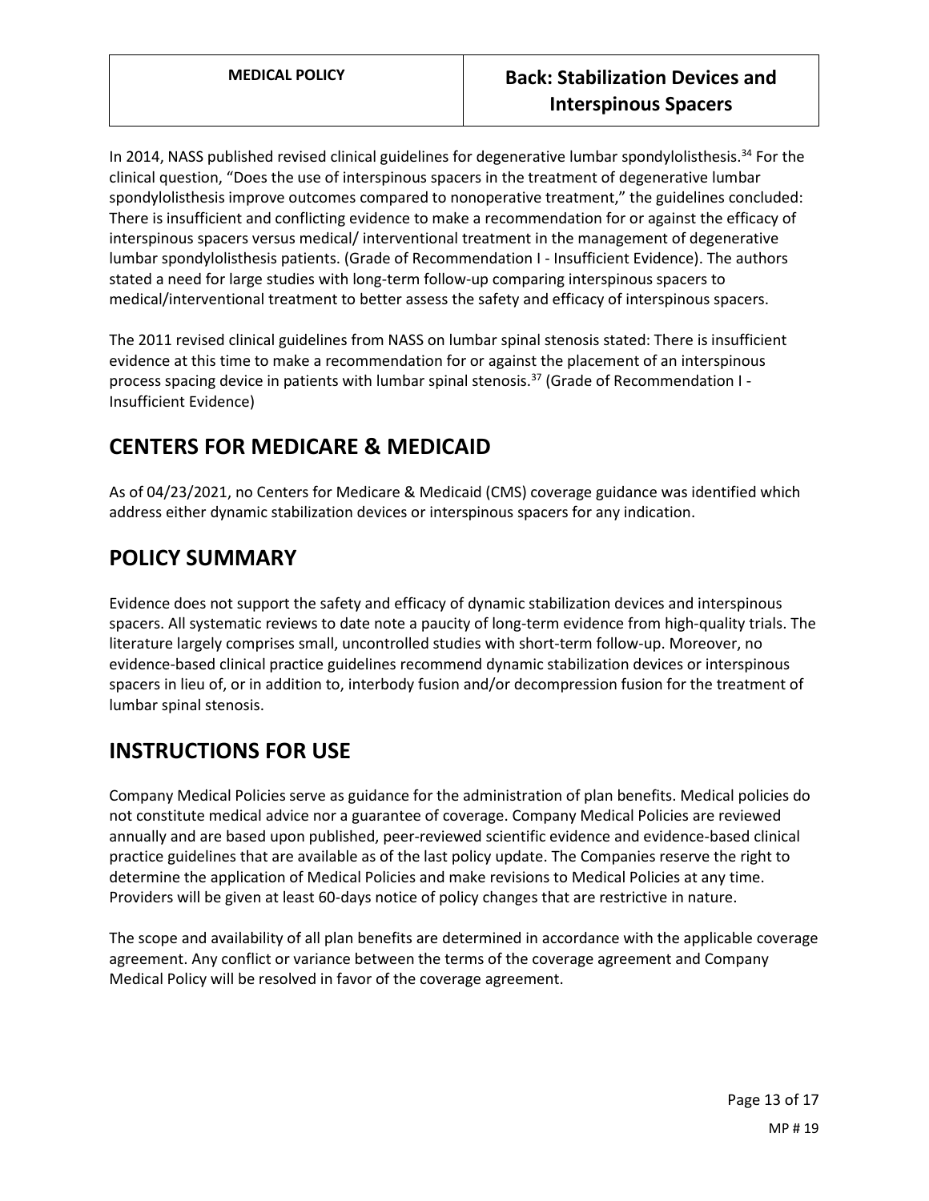In 2014, NASS published revised clinical guidelines for degenerative lumbar spondylolisthesis.[34] For the clinical question, "Does the use of interspinous spacers in the treatment of degenerative lumbar spondylolisthesis improve outcomes compared to nonoperative treatment," the guidelines concluded: There is insufficient and conflicting evidence to make a recommendation for or against the efficacy of interspinous spacers versus medical/ interventional treatment in the management of degenerative lumbar spondylolisthesis patients. (Grade of Recommendation I - Insufficient Evidence). The authors stated a need for large studies with long-term follow-up comparing interspinous spacers to medical/interventional treatment to better assess the safety and efficacy of interspinous spacers.

The 2011 revised clinical guidelines from NASS on lumbar spinal stenosis stated: There is insufficient evidence at this time to make a recommendation for or against the placement of an interspinous process spacing device in patients with lumbar spinal stenosis.[37] (Grade of Recommendation I - Insufficient Evidence)

## CENTERS FOR MEDICARE & MEDICAID

As of 04/23/2021, no Centers for Medicare & Medicaid (CMS) coverage guidance was identified which address either dynamic stabilization devices or interspinous spacers for any indication.

## POLICY SUMMARY

Evidence does not support the safety and efficacy of dynamic stabilization devices and interspinous spacers. All systematic reviews to date note a paucity of long-term evidence from high-quality trials. The literature largely comprises small, uncontrolled studies with short-term follow-up. Moreover, no evidence-based clinical practice guidelines recommend dynamic stabilization devices or interspinous spacers in lieu of, or in addition to, interbody fusion and/or decompression fusion for the treatment of lumbar spinal stenosis.

## INSTRUCTIONS FOR USE

Company Medical Policies serve as guidance for the administration of plan benefits. Medical policies do not constitute medical advice nor a guarantee of coverage. Company Medical Policies are reviewed annually and are based upon published, peer-reviewed scientific evidence and evidence-based clinical practice guidelines that are available as of the last policy update. The Companies reserve the right to determine the application of Medical Policies and make revisions to Medical Policies at any time. Providers will be given at least 60-days notice of policy changes that are restrictive in nature.

The scope and availability of all plan benefits are determined in accordance with the applicable coverage agreement. Any conflict or variance between the terms of the coverage agreement and Company Medical Policy will be resolved in favor of the coverage agreement.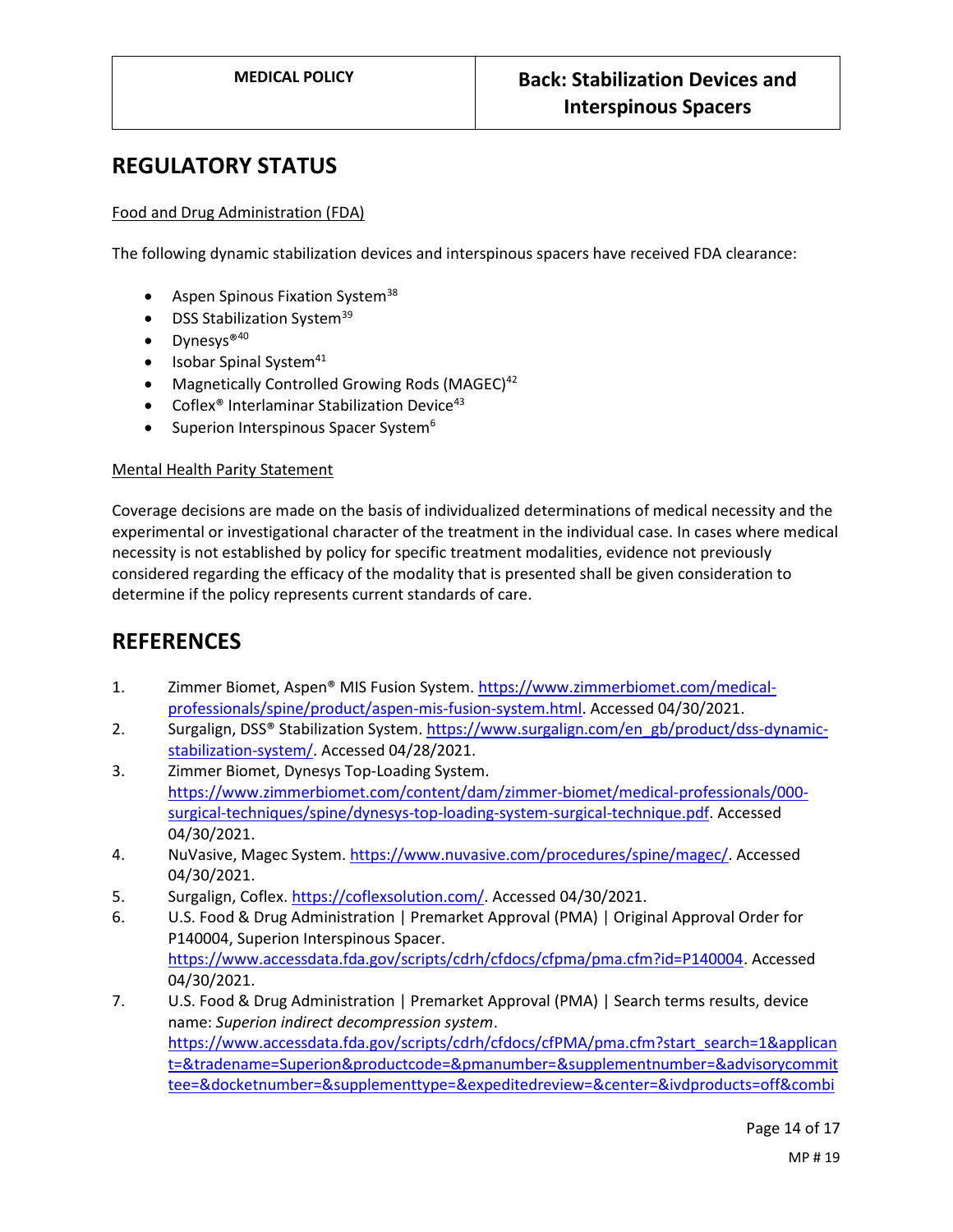## REGULATORY STATUS

Food and Drug Administration (FDA)

The following dynamic stabilization devices and interspinous spacers have received FDA clearance:

- Aspen Spinous Fixation System[38]
- DSS Stabilization System[39]
- Dynesys®[40]
- Isobar Spinal System[41]
- Magnetically Controlled Growing Rods (MAGEC)[42]
- Coflex® Interlaminar Stabilization Device[43]
- Superion Interspinous Spacer System[6]

Mental Health Parity Statement

Coverage decisions are made on the basis of individualized determinations of medical necessity and the experimental or investigational character of the treatment in the individual case. In cases where medical necessity is not established by policy for specific treatment modalities, evidence not previously considered regarding the efficacy of the modality that is presented shall be given consideration to determine if the policy represents current standards of care.

## REFERENCES

1. Zimmer Biomet, Aspen® MIS Fusion System. https://www.zimmerbiomet.com/medical-professionals/spine/product/aspen-mis-fusion-system.html. Accessed 04/30/2021.
2. Surgalign, DSS® Stabilization System. https://www.surgalign.com/en_gb/product/dss-dynamic-stabilization-system/. Accessed 04/28/2021.
3. Zimmer Biomet, Dynesys Top-Loading System. https://www.zimmerbiomet.com/content/dam/zimmer-biomet/medical-professionals/000-surgical-techniques/spine/dynesys-top-loading-system-surgical-technique.pdf. Accessed 04/30/2021.
4. NuVasive, Magec System. https://www.nuvasive.com/procedures/spine/magec/. Accessed 04/30/2021.
5. Surgalign, Coflex. https://coflexsolution.com/. Accessed 04/30/2021.
6. U.S. Food & Drug Administration | Premarket Approval (PMA) | Original Approval Order for P140004, Superion Interspinous Spacer. https://www.accessdata.fda.gov/scripts/cdrh/cfdocs/cfpma/pma.cfm?id=P140004. Accessed 04/30/2021.
7. U.S. Food & Drug Administration | Premarket Approval (PMA) | Search terms results, device name: *Superion indirect decompression system*. https://www.accessdata.fda.gov/scripts/cdrh/cfdocs/cfPMA/pma.cfm?start_search=1&applicant=&tradename=Superion&productcode=&pmanumber=&supplementnumber=&advisorycommittee=&docketnumber=&supplementtype=&expeditedreview=&center=&ivdproducts=off&combi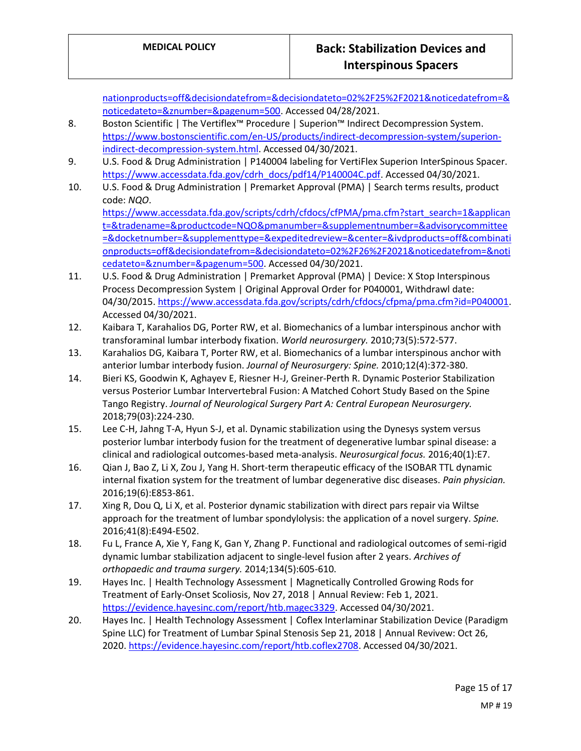nationproducts=off&decisiondatefrom=&decisiondateto=02%2F25%2F2021&noticedatefrom=&noticedateto=&znumber=&pagenum=500. Accessed 04/28/2021.

8. Boston Scientific | The Vertiflex™ Procedure | Superion™ Indirect Decompression System. https://www.bostonscientific.com/en-US/products/indirect-decompression-system/superion-indirect-decompression-system.html. Accessed 04/30/2021.
9. U.S. Food & Drug Administration | P140004 labeling for VertiFlex Superion InterSpinous Spacer. https://www.accessdata.fda.gov/cdrh_docs/pdf14/P140004C.pdf. Accessed 04/30/2021.
10. U.S. Food & Drug Administration | Premarket Approval (PMA) | Search terms results, product code: *NQO*. https://www.accessdata.fda.gov/scripts/cdrh/cfdocs/cfPMA/pma.cfm?start_search=1&applicant=&tradename=&productcode=NQO&pmanumber=&supplementnumber=&advisorycommittee=&docketnumber=&supplementtype=&expeditedreview=&center=&ivdproducts=off&combinationproducts=off&decisiondatefrom=&decisiondateto=02%2F26%2F2021&noticedatefrom=&noticedateto=&znumber=&pagenum=500. Accessed 04/30/2021.
11. U.S. Food & Drug Administration | Premarket Approval (PMA) | Device: X Stop Interspinous Process Decompression System | Original Approval Order for P040001, Withdrawl date: 04/30/2015. https://www.accessdata.fda.gov/scripts/cdrh/cfdocs/cfpma/pma.cfm?id=P040001. Accessed 04/30/2021.
12. Kaibara T, Karahalios DG, Porter RW, et al. Biomechanics of a lumbar interspinous anchor with transforaminal lumbar interbody fixation. *World neurosurgery.* 2010;73(5):572-577.
13. Karahalios DG, Kaibara T, Porter RW, et al. Biomechanics of a lumbar interspinous anchor with anterior lumbar interbody fusion. *Journal of Neurosurgery: Spine.* 2010;12(4):372-380.
14. Bieri KS, Goodwin K, Aghayev E, Riesner H-J, Greiner-Perth R. Dynamic Posterior Stabilization versus Posterior Lumbar Intervertebral Fusion: A Matched Cohort Study Based on the Spine Tango Registry. *Journal of Neurological Surgery Part A: Central European Neurosurgery.* 2018;79(03):224-230.
15. Lee C-H, Jahng T-A, Hyun S-J, et al. Dynamic stabilization using the Dynesys system versus posterior lumbar interbody fusion for the treatment of degenerative lumbar spinal disease: a clinical and radiological outcomes-based meta-analysis. *Neurosurgical focus.* 2016;40(1):E7.
16. Qian J, Bao Z, Li X, Zou J, Yang H. Short-term therapeutic efficacy of the ISOBAR TTL dynamic internal fixation system for the treatment of lumbar degenerative disc diseases. *Pain physician.* 2016;19(6):E853-861.
17. Xing R, Dou Q, Li X, et al. Posterior dynamic stabilization with direct pars repair via Wiltse approach for the treatment of lumbar spondylolysis: the application of a novel surgery. *Spine.* 2016;41(8):E494-E502.
18. Fu L, France A, Xie Y, Fang K, Gan Y, Zhang P. Functional and radiological outcomes of semi-rigid dynamic lumbar stabilization adjacent to single-level fusion after 2 years. *Archives of orthopaedic and trauma surgery.* 2014;134(5):605-610.
19. Hayes Inc. | Health Technology Assessment | Magnetically Controlled Growing Rods for Treatment of Early-Onset Scoliosis, Nov 27, 2018 | Annual Review: Feb 1, 2021. https://evidence.hayesinc.com/report/htb.magec3329. Accessed 04/30/2021.
20. Hayes Inc. | Health Technology Assessment | Coflex Interlaminar Stabilization Device (Paradigm Spine LLC) for Treatment of Lumbar Spinal Stenosis Sep 21, 2018 | Annual Revivew: Oct 26, 2020. https://evidence.hayesinc.com/report/htb.coflex2708. Accessed 04/30/2021.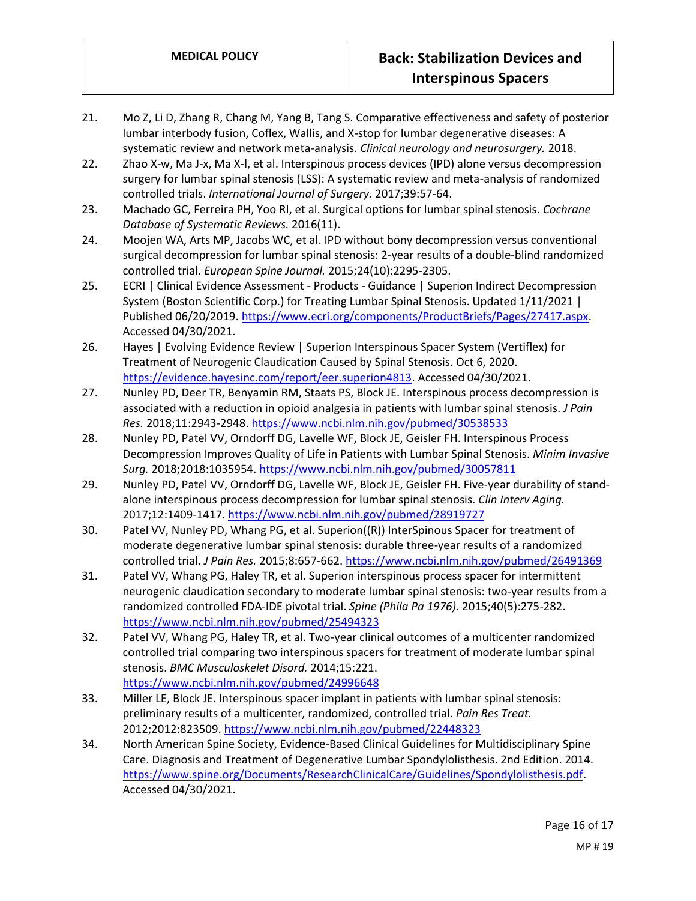21. Mo Z, Li D, Zhang R, Chang M, Yang B, Tang S. Comparative effectiveness and safety of posterior lumbar interbody fusion, Coflex, Wallis, and X-stop for lumbar degenerative diseases: A systematic review and network meta-analysis. *Clinical neurology and neurosurgery.* 2018.
22. Zhao X-w, Ma J-x, Ma X-l, et al. Interspinous process devices (IPD) alone versus decompression surgery for lumbar spinal stenosis (LSS): A systematic review and meta-analysis of randomized controlled trials. *International Journal of Surgery.* 2017;39:57-64.
23. Machado GC, Ferreira PH, Yoo RI, et al. Surgical options for lumbar spinal stenosis. *Cochrane Database of Systematic Reviews.* 2016(11).
24. Moojen WA, Arts MP, Jacobs WC, et al. IPD without bony decompression versus conventional surgical decompression for lumbar spinal stenosis: 2-year results of a double-blind randomized controlled trial. *European Spine Journal.* 2015;24(10):2295-2305.
25. ECRI | Clinical Evidence Assessment - Products - Guidance | Superion Indirect Decompression System (Boston Scientific Corp.) for Treating Lumbar Spinal Stenosis. Updated 1/11/2021 | Published 06/20/2019. https://www.ecri.org/components/ProductBriefs/Pages/27417.aspx. Accessed 04/30/2021.
26. Hayes | Evolving Evidence Review | Superion Interspinous Spacer System (Vertiflex) for Treatment of Neurogenic Claudication Caused by Spinal Stenosis. Oct 6, 2020. https://evidence.hayesinc.com/report/eer.superion4813. Accessed 04/30/2021.
27. Nunley PD, Deer TR, Benyamin RM, Staats PS, Block JE. Interspinous process decompression is associated with a reduction in opioid analgesia in patients with lumbar spinal stenosis. *J Pain Res.* 2018;11:2943-2948. https://www.ncbi.nlm.nih.gov/pubmed/30538533
28. Nunley PD, Patel VV, Orndorff DG, Lavelle WF, Block JE, Geisler FH. Interspinous Process Decompression Improves Quality of Life in Patients with Lumbar Spinal Stenosis. *Minim Invasive Surg.* 2018;2018:1035954. https://www.ncbi.nlm.nih.gov/pubmed/30057811
29. Nunley PD, Patel VV, Orndorff DG, Lavelle WF, Block JE, Geisler FH. Five-year durability of stand-alone interspinous process decompression for lumbar spinal stenosis. *Clin Interv Aging.* 2017;12:1409-1417. https://www.ncbi.nlm.nih.gov/pubmed/28919727
30. Patel VV, Nunley PD, Whang PG, et al. Superion((R)) InterSpinous Spacer for treatment of moderate degenerative lumbar spinal stenosis: durable three-year results of a randomized controlled trial. *J Pain Res.* 2015;8:657-662. https://www.ncbi.nlm.nih.gov/pubmed/26491369
31. Patel VV, Whang PG, Haley TR, et al. Superion interspinous process spacer for intermittent neurogenic claudication secondary to moderate lumbar spinal stenosis: two-year results from a randomized controlled FDA-IDE pivotal trial. *Spine (Phila Pa 1976).* 2015;40(5):275-282. https://www.ncbi.nlm.nih.gov/pubmed/25494323
32. Patel VV, Whang PG, Haley TR, et al. Two-year clinical outcomes of a multicenter randomized controlled trial comparing two interspinous spacers for treatment of moderate lumbar spinal stenosis. *BMC Musculoskelet Disord.* 2014;15:221. https://www.ncbi.nlm.nih.gov/pubmed/24996648
33. Miller LE, Block JE. Interspinous spacer implant in patients with lumbar spinal stenosis: preliminary results of a multicenter, randomized, controlled trial. *Pain Res Treat.* 2012;2012:823509. https://www.ncbi.nlm.nih.gov/pubmed/22448323
34. North American Spine Society, Evidence-Based Clinical Guidelines for Multidisciplinary Spine Care. Diagnosis and Treatment of Degenerative Lumbar Spondylolisthesis. 2nd Edition. 2014. https://www.spine.org/Documents/ResearchClinicalCare/Guidelines/Spondylolisthesis.pdf. Accessed 04/30/2021.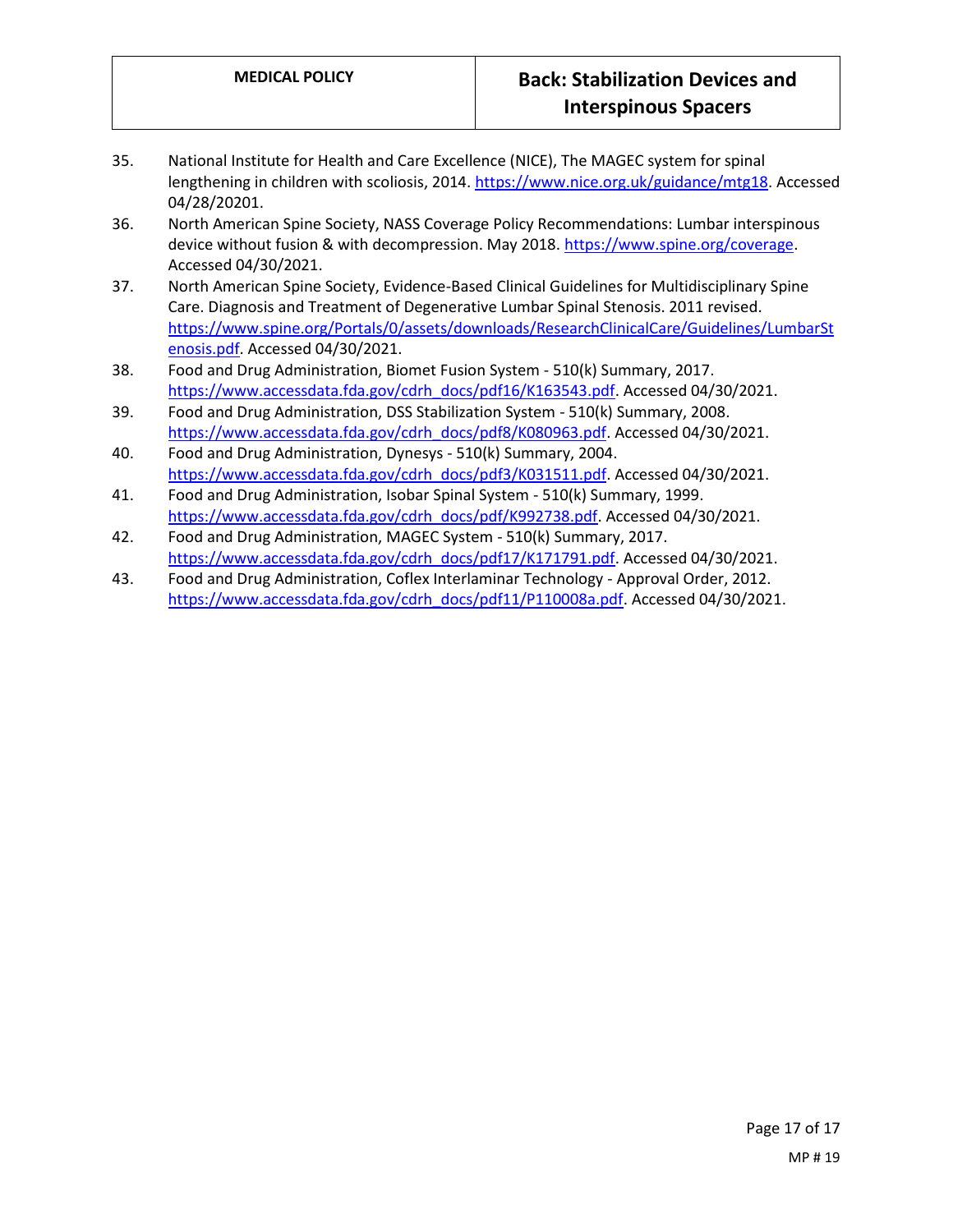35. National Institute for Health and Care Excellence (NICE), The MAGEC system for spinal lengthening in children with scoliosis, 2014. https://www.nice.org.uk/guidance/mtg18. Accessed 04/28/20201.
36. North American Spine Society, NASS Coverage Policy Recommendations: Lumbar interspinous device without fusion & with decompression. May 2018. https://www.spine.org/coverage. Accessed 04/30/2021.
37. North American Spine Society, Evidence-Based Clinical Guidelines for Multidisciplinary Spine Care. Diagnosis and Treatment of Degenerative Lumbar Spinal Stenosis. 2011 revised. https://www.spine.org/Portals/0/assets/downloads/ResearchClinicalCare/Guidelines/LumbarStenosis.pdf. Accessed 04/30/2021.
38. Food and Drug Administration, Biomet Fusion System - 510(k) Summary, 2017. https://www.accessdata.fda.gov/cdrh_docs/pdf16/K163543.pdf. Accessed 04/30/2021.
39. Food and Drug Administration, DSS Stabilization System - 510(k) Summary, 2008. https://www.accessdata.fda.gov/cdrh_docs/pdf8/K080963.pdf. Accessed 04/30/2021.
40. Food and Drug Administration, Dynesys - 510(k) Summary, 2004. https://www.accessdata.fda.gov/cdrh_docs/pdf3/K031511.pdf. Accessed 04/30/2021.
41. Food and Drug Administration, Isobar Spinal System - 510(k) Summary, 1999. https://www.accessdata.fda.gov/cdrh_docs/pdf/K992738.pdf. Accessed 04/30/2021.
42. Food and Drug Administration, MAGEC System - 510(k) Summary, 2017. https://www.accessdata.fda.gov/cdrh_docs/pdf17/K171791.pdf. Accessed 04/30/2021.
43. Food and Drug Administration, Coflex Interlaminar Technology - Approval Order, 2012. https://www.accessdata.fda.gov/cdrh_docs/pdf11/P110008a.pdf. Accessed 04/30/2021.